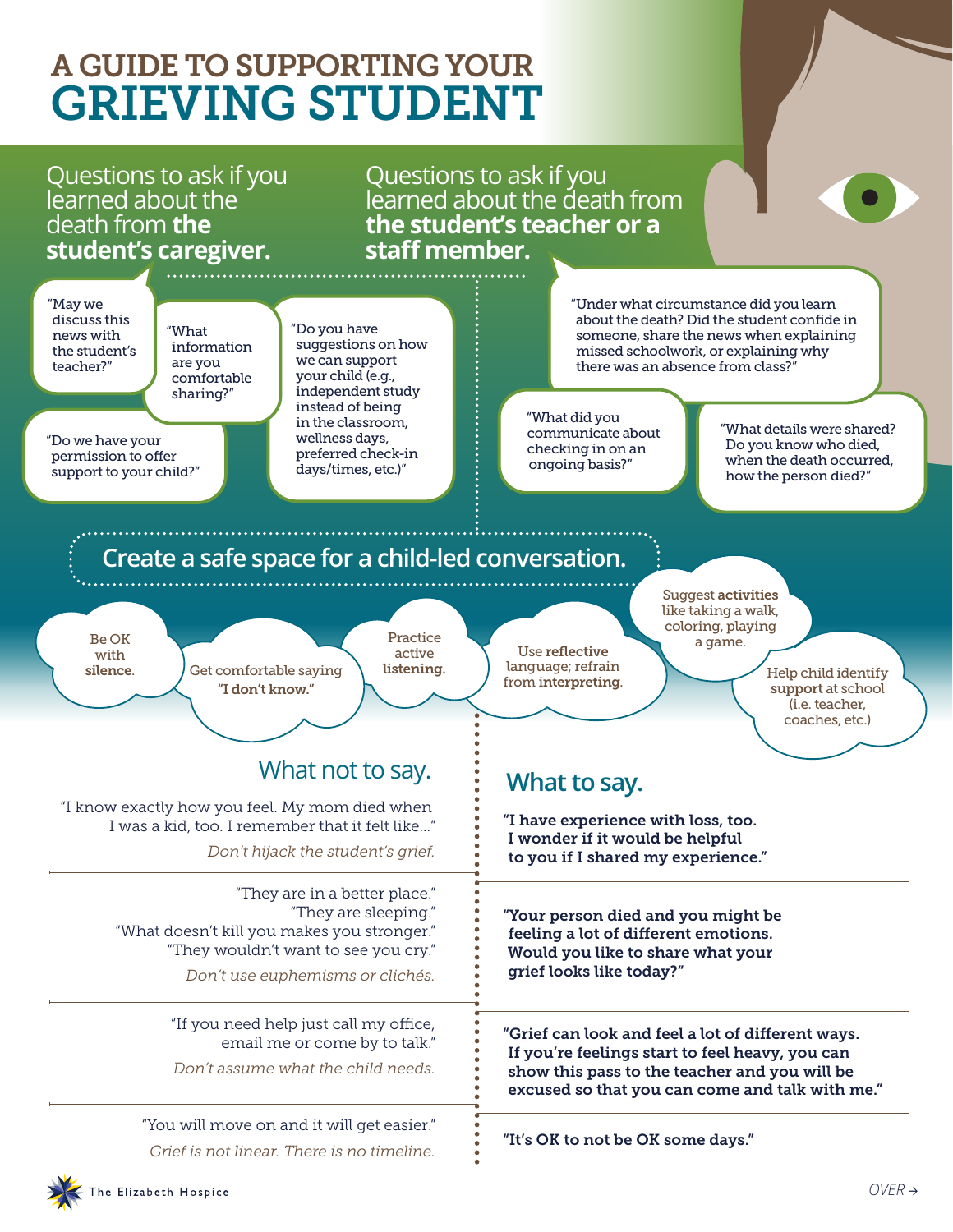# A GUIDE TO SUPPORTING YOUR GRIEVING STUDENT

## Questions to ask if you learned about the death from **the student's caregiver.**

- "May we discuss this news with the student's teacher?"
- "What information are you comfortable sharing?"
- "Do you have suggestions on how we can support your child (e.g., independent study instead of being in the classroom, wellness days, preferred check-in days/times, etc.)"
- "Do we have your permission to offer support to your child?"

## Questions to ask if you learned about the death from **the student's teacher or a staff member.**

- "Under what circumstance did you learn about the death? Did the student confide in someone, share the news when explaining missed schoolwork, or explaining why there was an absence from class?"
- "What did you communicate about checking in on an ongoing basis?"
- "What details were shared? Do you know who died, when the death occurred, how the person died?"

## Create a safe space for a child-led conversation.

- Be OK with **silence**.
- Get comfortable saying **"I don't know."**
- Practice active **listening.**
- Use **reflective** language; refrain from **interpreting**.
- Suggest **activities** like taking a walk, coloring, playing a game.
- Help child identify **support** at school (i.e. teacher, coaches, etc.)

## What not to say.

"I know exactly how you feel. My mom died when I was a kid, too. I remember that it felt like..."

*Don't hijack the student's grief.*

"They are in a better place."
"They are sleeping."
"What doesn't kill you makes you stronger."
"They wouldn't want to see you cry."

*Don't use euphemisms or clichés.*

"If you need help just call my office, email me or come by to talk."

*Don't assume what the child needs.*

"You will move on and it will get easier."

*Grief is not linear. There is no timeline.*

## What to say.

**"I have experience with loss, too. I wonder if it would be helpful to you if I shared my experience."**

**"Your person died and you might be feeling a lot of different emotions. Would you like to share what your grief looks like today?"**

**"Grief can look and feel a lot of different ways. If you're feelings start to feel heavy, you can show this pass to the teacher and you will be excused so that you can come and talk with me."**

**"It's OK to not be OK some days."**

The Elizabeth Hospice

*OVER →*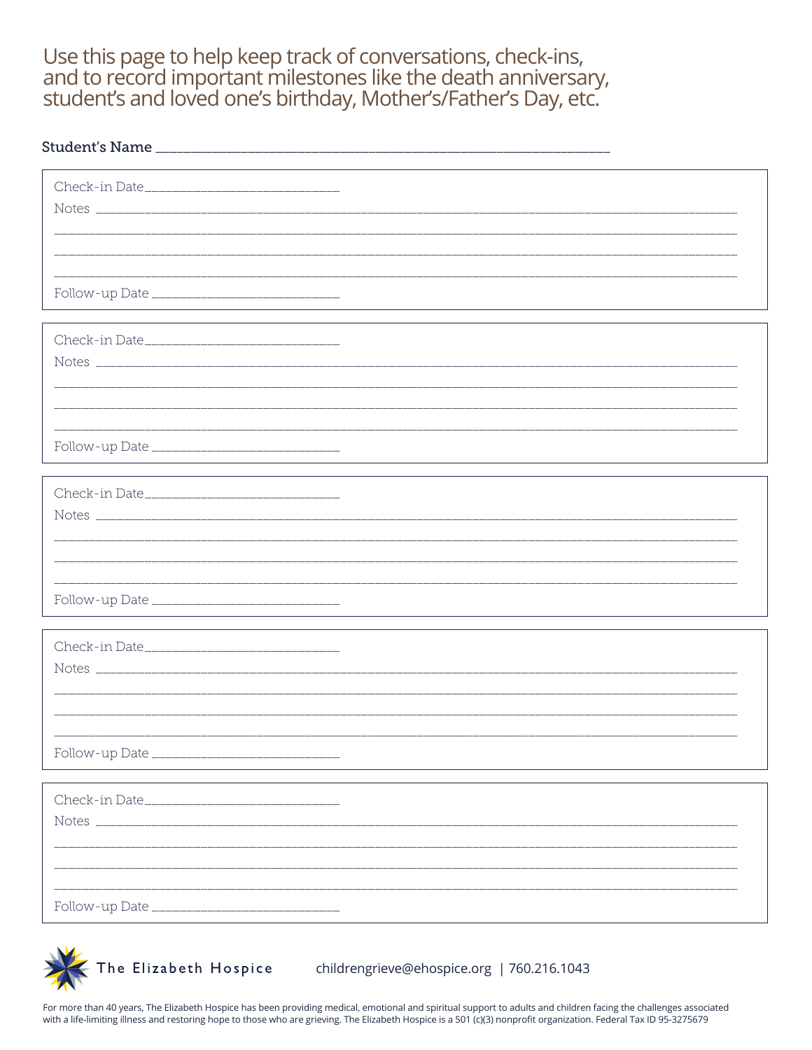Use this page to help keep track of conversations, check-ins, and to record important milestones like the death anniversary, student's and loved one's birthday, Mother's/Father's Day, etc.

Student's Name ___________________________________________

Check-in Date___________________________

Notes ______________________________________________________________________________

______________________________________________________________________________

______________________________________________________________________________

______________________________________________________________________________

Follow-up Date ___________________________

Check-in Date___________________________

Notes ______________________________________________________________________________

______________________________________________________________________________

______________________________________________________________________________

______________________________________________________________________________

Follow-up Date ___________________________

Check-in Date___________________________

Notes ______________________________________________________________________________

______________________________________________________________________________

______________________________________________________________________________

______________________________________________________________________________

Follow-up Date ___________________________

Check-in Date___________________________

Notes ______________________________________________________________________________

______________________________________________________________________________

______________________________________________________________________________

______________________________________________________________________________

Follow-up Date ___________________________

Check-in Date___________________________

Notes ______________________________________________________________________________

______________________________________________________________________________

______________________________________________________________________________

______________________________________________________________________________

Follow-up Date ___________________________

The Elizabeth Hospice    childrengrieve@ehospice.org | 760.216.1043

For more than 40 years, The Elizabeth Hospice has been providing medical, emotional and spiritual support to adults and children facing the challenges associated with a life-limiting illness and restoring hope to those who are grieving. The Elizabeth Hospice is a 501 (c)(3) nonprofit organization. Federal Tax ID 95-3275679